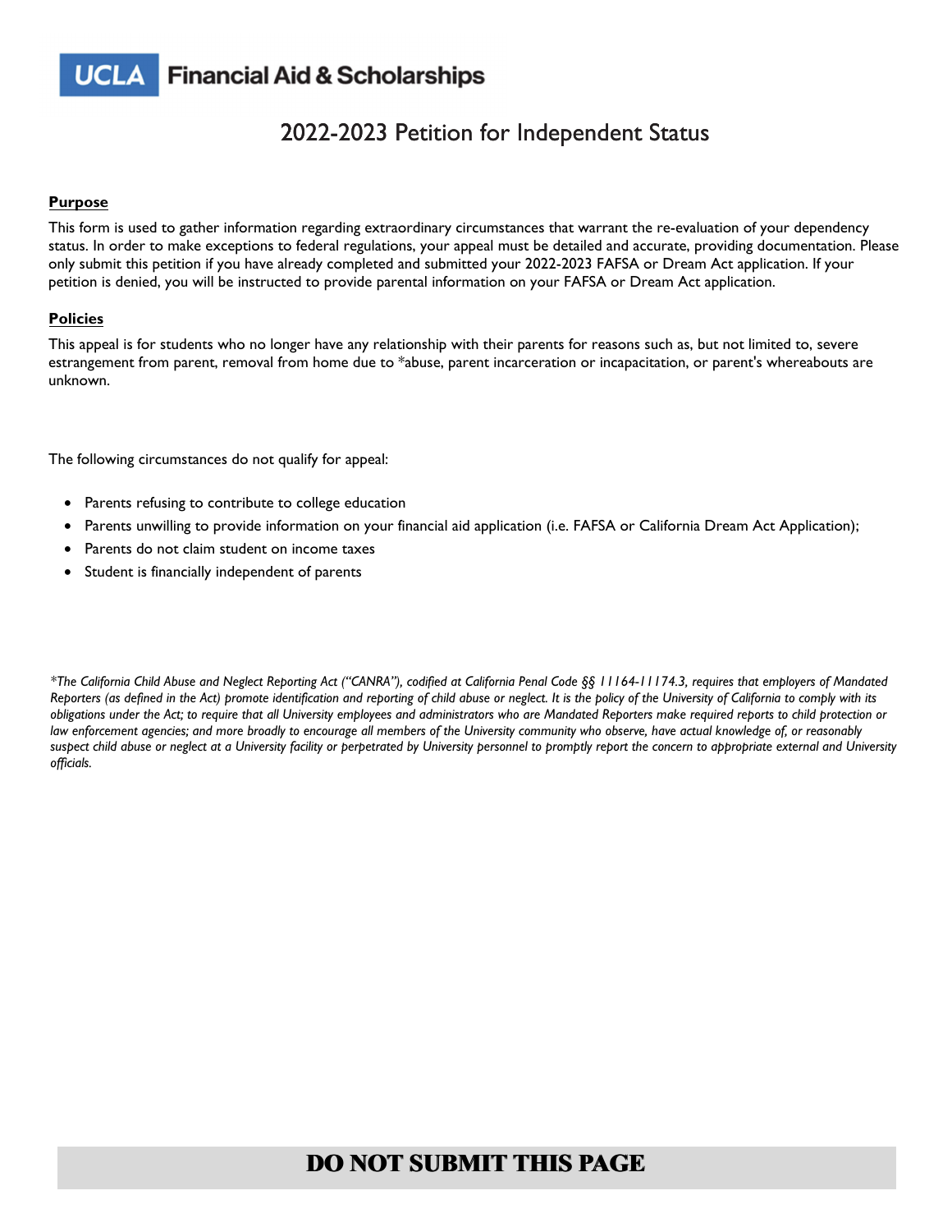UCLA Financial Aid & Scholarships

# 2022-2023 Petition for Independent Status

**Purpose**

This form is used to gather information regarding extraordinary circumstances that warrant the re-evaluation of your dependency status. In order to make exceptions to federal regulations, your appeal must be detailed and accurate, providing documentation. Please only submit this petition if you have already completed and submitted your 2022-2023 FAFSA or Dream Act application. If your petition is denied, you will be instructed to provide parental information on your FAFSA or Dream Act application.

**Policies**

This appeal is for students who no longer have any relationship with their parents for reasons such as, but not limited to, severe estrangement from parent, removal from home due to *abuse, parent incarceration or incapacitation, or parent's whereabouts are unknown.

The following circumstances do not qualify for appeal:

- Parents refusing to contribute to college education
- Parents unwilling to provide information on your financial aid application (i.e. FAFSA or California Dream Act Application);
- Parents do not claim student on income taxes
- Student is financially independent of parents

*\*The California Child Abuse and Neglect Reporting Act ("CANRA"), codified at California Penal Code §§ 11164-11174.3, requires that employers of Mandated Reporters (as defined in the Act) promote identification and reporting of child abuse or neglect. It is the policy of the University of California to comply with its obligations under the Act; to require that all University employees and administrators who are Mandated Reporters make required reports to child protection or law enforcement agencies; and more broadly to encourage all members of the University community who observe, have actual knowledge of, or reasonably suspect child abuse or neglect at a University facility or perpetrated by University personnel to promptly report the concern to appropriate external and University officials.*

**DO NOT SUBMIT THIS PAGE**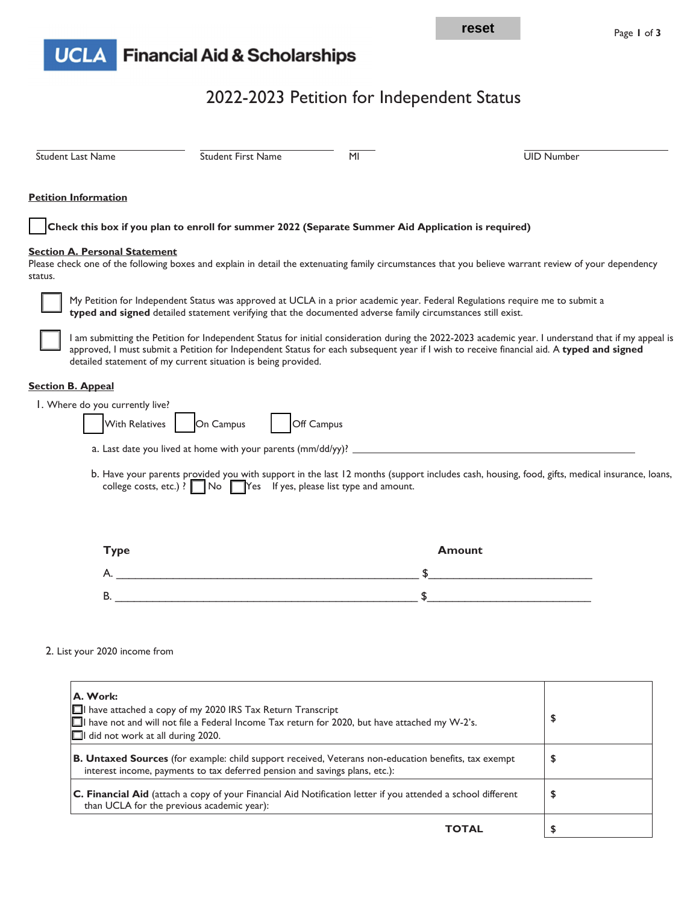reset

![UCLA Financial Aid & Scholarships]

# 2022-2023 Petition for Independent Status

Student Last Name ____________ Student First Name ____________ MI ____ UID Number ____________

**Petition Information**

☐ **Check this box if you plan to enroll for summer 2022 (Separate Summer Aid Application is required)**

**Section A. Personal Statement**

Please check one of the following boxes and explain in detail the extenuating family circumstances that you believe warrant review of your dependency status.

☐ My Petition for Independent Status was approved at UCLA in a prior academic year. Federal Regulations require me to submit a **typed and signed** detailed statement verifying that the documented adverse family circumstances still exist.

☐ I am submitting the Petition for Independent Status for initial consideration during the 2022-2023 academic year. I understand that if my appeal is approved, I must submit a Petition for Independent Status for each subsequent year if I wish to receive financial aid. A **typed and signed** detailed statement of my current situation is being provided.

**Section B. Appeal**

1. Where do you currently live?

   ☐ With Relatives ☐ On Campus ☐ Off Campus

   a. Last date you lived at home with your parents (mm/dd/yy)? ______________________

   b. Have your parents provided you with support in the last 12 months (support includes cash, housing, food, gifts, medical insurance, loans, college costs, etc.) ? ☐ No ☐ Yes If yes, please list type and amount.

| | Type | Amount |
|---|---|---|
| A. | ______________________ | $______________ |
| B. | ______________________ | $______________ |

2. List your 2020 income from

| | |
|---|---|
| **A. Work:**<br>☐ I have attached a copy of my 2020 IRS Tax Return Transcript<br>☐ I have not and will not file a Federal Income Tax return for 2020, but have attached my W-2's.<br>☐ I did not work at all during 2020. | **$** |
| **B. Untaxed Sources** (for example: child support received, Veterans non-education benefits, tax exempt interest income, payments to tax deferred pension and savings plans, etc.): | **$** |
| **C. Financial Aid** (attach a copy of your Financial Aid Notification letter if you attended a school different than UCLA for the previous academic year): | **$** |
| **TOTAL** | **$** |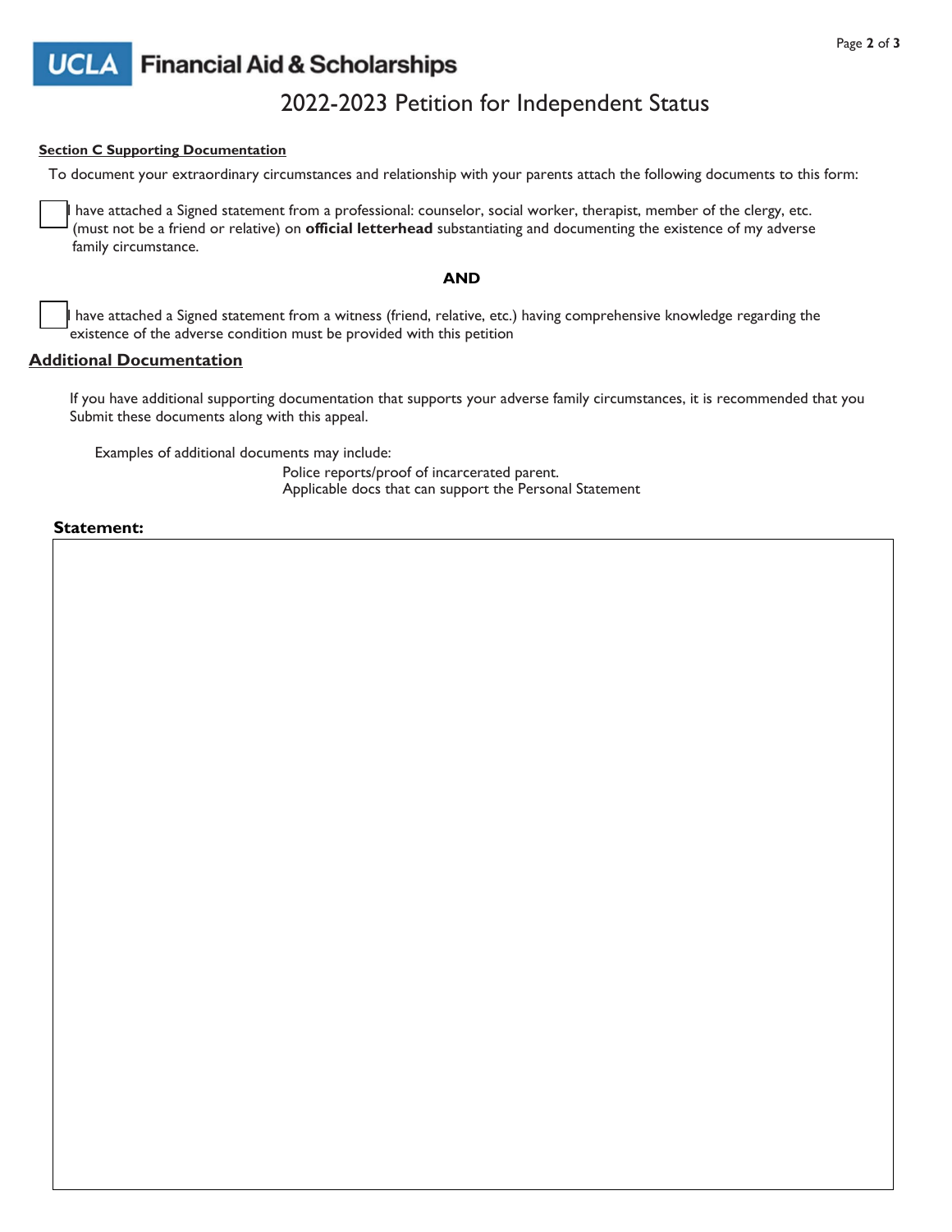# 2022-2023 Petition for Independent Status

**Section C Supporting Documentation**

To document your extraordinary circumstances and relationship with your parents attach the following documents to this form:

☐ I have attached a Signed statement from a professional: counselor, social worker, therapist, member of the clergy, etc. (must not be a friend or relative) on **official letterhead** substantiating and documenting the existence of my adverse family circumstance.

**AND**

☐ I have attached a Signed statement from a witness (friend, relative, etc.) having comprehensive knowledge regarding the existence of the adverse condition must be provided with this petition

## Additional Documentation

If you have additional supporting documentation that supports your adverse family circumstances, it is recommended that you Submit these documents along with this appeal.

Examples of additional documents may include:

Police reports/proof of incarcerated parent.
Applicable docs that can support the Personal Statement

**Statement:**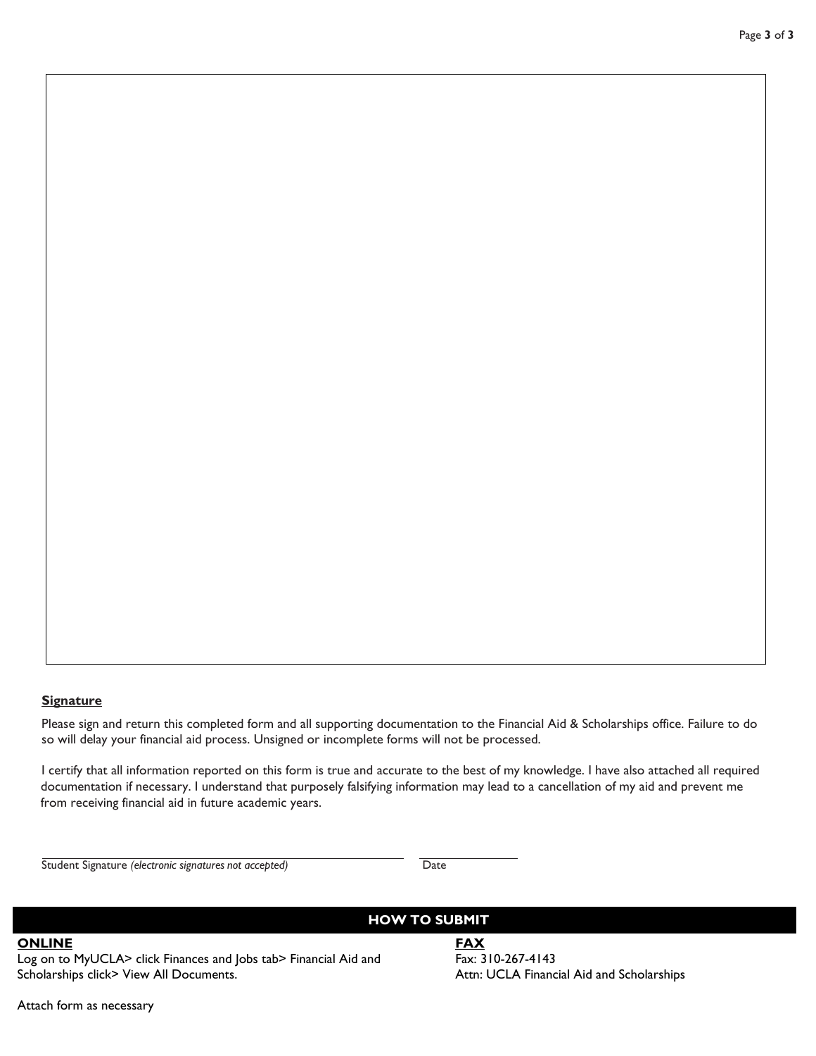**Signature**

Please sign and return this completed form and all supporting documentation to the Financial Aid & Scholarships office. Failure to do so will delay your financial aid process. Unsigned or incomplete forms will not be processed.

I certify that all information reported on this form is true and accurate to the best of my knowledge. I have also attached all required documentation if necessary. I understand that purposely falsifying information may lead to a cancellation of my aid and prevent me from receiving financial aid in future academic years.

Student Signature *(electronic signatures not accepted)* Date

## HOW TO SUBMIT

**ONLINE**

Log on to MyUCLA> click Finances and Jobs tab> Financial Aid and Scholarships click> View All Documents.

**FAX**

Fax: 310-267-4143
Attn: UCLA Financial Aid and Scholarships

Attach form as necessary